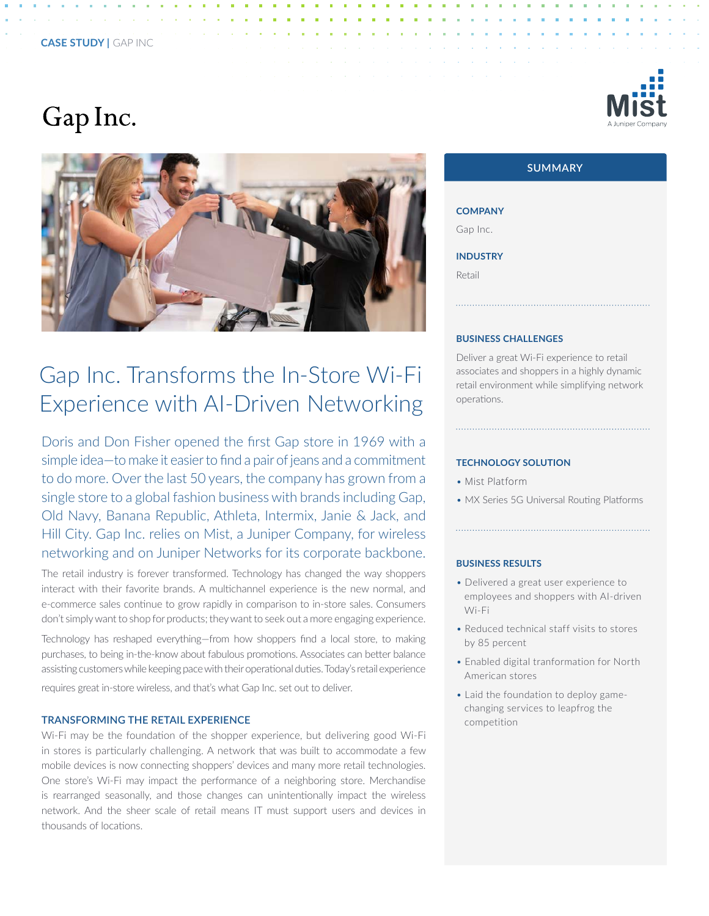CASE STUDY | GAP INC

# Gap Inc.

## Gap Inc. Transforms the In-Store Wi-Fi Experience with AI-Driven Networking

Doris and Don Fisher opened the first Gap store in 1969 with a simple idea—to make it easier to find a pair of jeans and a commitment to do more. Over the last 50 years, the company has grown from a single store to a global fashion business with brands including Gap, Old Navy, Banana Republic, Athleta, Intermix, Janie & Jack, and Hill City. Gap Inc. relies on Mist, a Juniper Company, for wireless networking and on Juniper Networks for its corporate backbone.

The retail industry is forever transformed. Technology has changed the way shoppers interact with their favorite brands. A multichannel experience is the new normal, and e-commerce sales continue to grow rapidly in comparison to in-store sales. Consumers don't simply want to shop for products; they want to seek out a more engaging experience.

Technology has reshaped everything—from how shoppers find a local store, to making purchases, to being in-the-know about fabulous promotions. Associates can better balance assisting customers while keeping pace with their operational duties. Today's retail experience requires great in-store wireless, and that's what Gap Inc. set out to deliver.

### TRANSFORMING THE RETAIL EXPERIENCE

Wi-Fi may be the foundation of the shopper experience, but delivering good Wi-Fi in stores is particularly challenging. A network that was built to accommodate a few mobile devices is now connecting shoppers' devices and many more retail technologies. One store's Wi-Fi may impact the performance of a neighboring store. Merchandise is rearranged seasonally, and those changes can unintentionally impact the wireless network. And the sheer scale of retail means IT must support users and devices in thousands of locations.

## SUMMARY

**COMPANY**

Gap Inc.

**INDUSTRY**

Retail

**BUSINESS CHALLENGES**

Deliver a great Wi-Fi experience to retail associates and shoppers in a highly dynamic retail environment while simplifying network operations.

**TECHNOLOGY SOLUTION**

- Mist Platform
- MX Series 5G Universal Routing Platforms

**BUSINESS RESULTS**

- Delivered a great user experience to employees and shoppers with AI-driven Wi-Fi
- Reduced technical staff visits to stores by 85 percent
- Enabled digital tranformation for North American stores
- Laid the foundation to deploy game-changing services to leapfrog the competition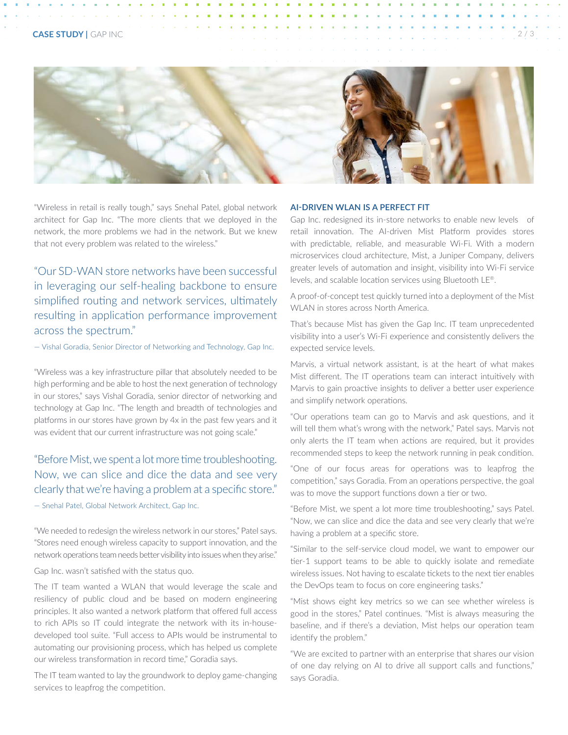"Wireless in retail is really tough," says Snehal Patel, global network architect for Gap Inc. "The more clients that we deployed in the network, the more problems we had in the network. But we knew that not every problem was related to the wireless."

> "Our SD-WAN store networks have been successful in leveraging our self-healing backbone to ensure simplified routing and network services, ultimately resulting in application performance improvement across the spectrum."
>
> — Vishal Goradia, Senior Director of Networking and Technology, Gap Inc.

"Wireless was a key infrastructure pillar that absolutely needed to be high performing and be able to host the next generation of technology in our stores," says Vishal Goradia, senior director of networking and technology at Gap Inc. "The length and breadth of technologies and platforms in our stores have grown by 4x in the past few years and it was evident that our current infrastructure was not going scale."

> "Before Mist, we spent a lot more time troubleshooting. Now, we can slice and dice the data and see very clearly that we're having a problem at a specific store."
>
> — Snehal Patel, Global Network Architect, Gap Inc.

"We needed to redesign the wireless network in our stores," Patel says. "Stores need enough wireless capacity to support innovation, and the network operations team needs better visibility into issues when they arise."

Gap Inc. wasn't satisfied with the status quo.

The IT team wanted a WLAN that would leverage the scale and resiliency of public cloud and be based on modern engineering principles. It also wanted a network platform that offered full access to rich APIs so IT could integrate the network with its in-house-developed tool suite. "Full access to APIs would be instrumental to automating our provisioning process, which has helped us complete our wireless transformation in record time," Goradia says.

The IT team wanted to lay the groundwork to deploy game-changing services to leapfrog the competition.

## AI-DRIVEN WLAN IS A PERFECT FIT

Gap Inc. redesigned its in-store networks to enable new levels of retail innovation. The AI-driven Mist Platform provides stores with predictable, reliable, and measurable Wi-Fi. With a modern microservices cloud architecture, Mist, a Juniper Company, delivers greater levels of automation and insight, visibility into Wi-Fi service levels, and scalable location services using Bluetooth LE®.

A proof-of-concept test quickly turned into a deployment of the Mist WLAN in stores across North America.

That's because Mist has given the Gap Inc. IT team unprecedented visibility into a user's Wi-Fi experience and consistently delivers the expected service levels.

Marvis, a virtual network assistant, is at the heart of what makes Mist different. The IT operations team can interact intuitively with Marvis to gain proactive insights to deliver a better user experience and simplify network operations.

"Our operations team can go to Marvis and ask questions, and it will tell them what's wrong with the network," Patel says. Marvis not only alerts the IT team when actions are required, but it provides recommended steps to keep the network running in peak condition.

"One of our focus areas for operations was to leapfrog the competition," says Goradia. From an operations perspective, the goal was to move the support functions down a tier or two.

"Before Mist, we spent a lot more time troubleshooting," says Patel. "Now, we can slice and dice the data and see very clearly that we're having a problem at a specific store.

"Similar to the self-service cloud model, we want to empower our tier-1 support teams to be able to quickly isolate and remediate wireless issues. Not having to escalate tickets to the next tier enables the DevOps team to focus on core engineering tasks."

"Mist shows eight key metrics so we can see whether wireless is good in the stores," Patel continues. "Mist is always measuring the baseline, and if there's a deviation, Mist helps our operation team identify the problem."

"We are excited to partner with an enterprise that shares our vision of one day relying on AI to drive all support calls and functions," says Goradia.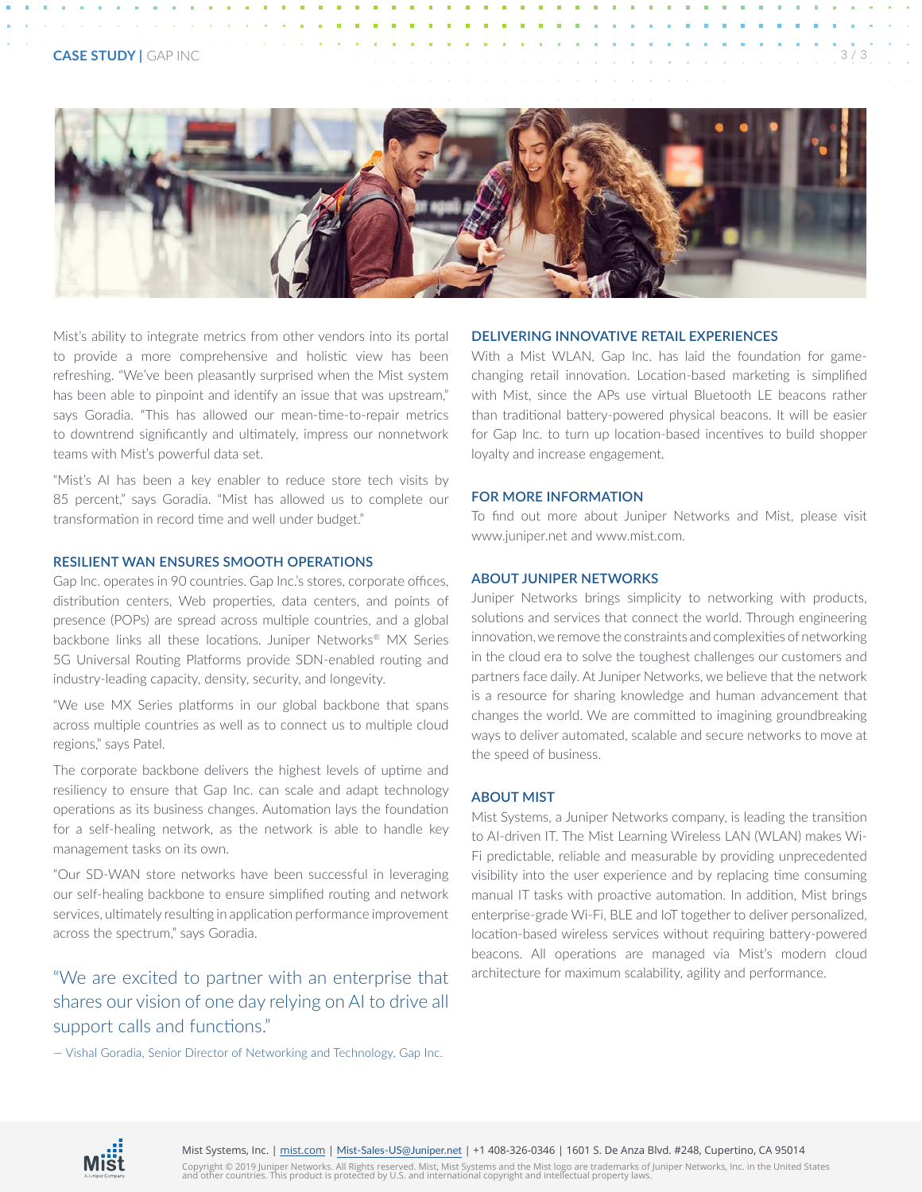Mist's ability to integrate metrics from other vendors into its portal to provide a more comprehensive and holistic view has been refreshing. "We've been pleasantly surprised when the Mist system has been able to pinpoint and identify an issue that was upstream," says Goradia. "This has allowed our mean-time-to-repair metrics to downtrend significantly and ultimately, impress our nonnetwork teams with Mist's powerful data set.

"Mist's AI has been a key enabler to reduce store tech visits by 85 percent," says Goradia. "Mist has allowed us to complete our transformation in record time and well under budget."

## RESILIENT WAN ENSURES SMOOTH OPERATIONS

Gap Inc. operates in 90 countries. Gap Inc.'s stores, corporate offices, distribution centers, Web properties, data centers, and points of presence (POPs) are spread across multiple countries, and a global backbone links all these locations. Juniper Networks® MX Series 5G Universal Routing Platforms provide SDN-enabled routing and industry-leading capacity, density, security, and longevity.

"We use MX Series platforms in our global backbone that spans across multiple countries as well as to connect us to multiple cloud regions," says Patel.

The corporate backbone delivers the highest levels of uptime and resiliency to ensure that Gap Inc. can scale and adapt technology operations as its business changes. Automation lays the foundation for a self-healing network, as the network is able to handle key management tasks on its own.

"Our SD-WAN store networks have been successful in leveraging our self-healing backbone to ensure simplified routing and network services, ultimately resulting in application performance improvement across the spectrum," says Goradia.

> "We are excited to partner with an enterprise that shares our vision of one day relying on AI to drive all support calls and functions."
>
> — Vishal Goradia, Senior Director of Networking and Technology, Gap Inc.

## DELIVERING INNOVATIVE RETAIL EXPERIENCES

With a Mist WLAN, Gap Inc. has laid the foundation for game-changing retail innovation. Location-based marketing is simplified with Mist, since the APs use virtual Bluetooth LE beacons rather than traditional battery-powered physical beacons. It will be easier for Gap Inc. to turn up location-based incentives to build shopper loyalty and increase engagement.

## FOR MORE INFORMATION

To find out more about Juniper Networks and Mist, please visit www.juniper.net and www.mist.com.

## ABOUT JUNIPER NETWORKS

Juniper Networks brings simplicity to networking with products, solutions and services that connect the world. Through engineering innovation, we remove the constraints and complexities of networking in the cloud era to solve the toughest challenges our customers and partners face daily. At Juniper Networks, we believe that the network is a resource for sharing knowledge and human advancement that changes the world. We are committed to imagining groundbreaking ways to deliver automated, scalable and secure networks to move at the speed of business.

## ABOUT MIST

Mist Systems, a Juniper Networks company, is leading the transition to AI-driven IT. The Mist Learning Wireless LAN (WLAN) makes Wi-Fi predictable, reliable and measurable by providing unprecedented visibility into the user experience and by replacing time consuming manual IT tasks with proactive automation. In addition, Mist brings enterprise-grade Wi-Fi, BLE and IoT together to deliver personalized, location-based wireless services without requiring battery-powered beacons. All operations are managed via Mist's modern cloud architecture for maximum scalability, agility and performance.

Mist Systems, Inc. | mist.com | Mist-Sales-US@Juniper.net | +1 408-326-0346 | 1601 S. De Anza Blvd. #248, Cupertino, CA 95014

Copyright © 2019 Juniper Networks. All Rights reserved. Mist, Mist Systems and the Mist logo are trademarks of Juniper Networks, Inc. in the United States and other countries. This product is protected by U.S. and international copyright and intellectual property laws.